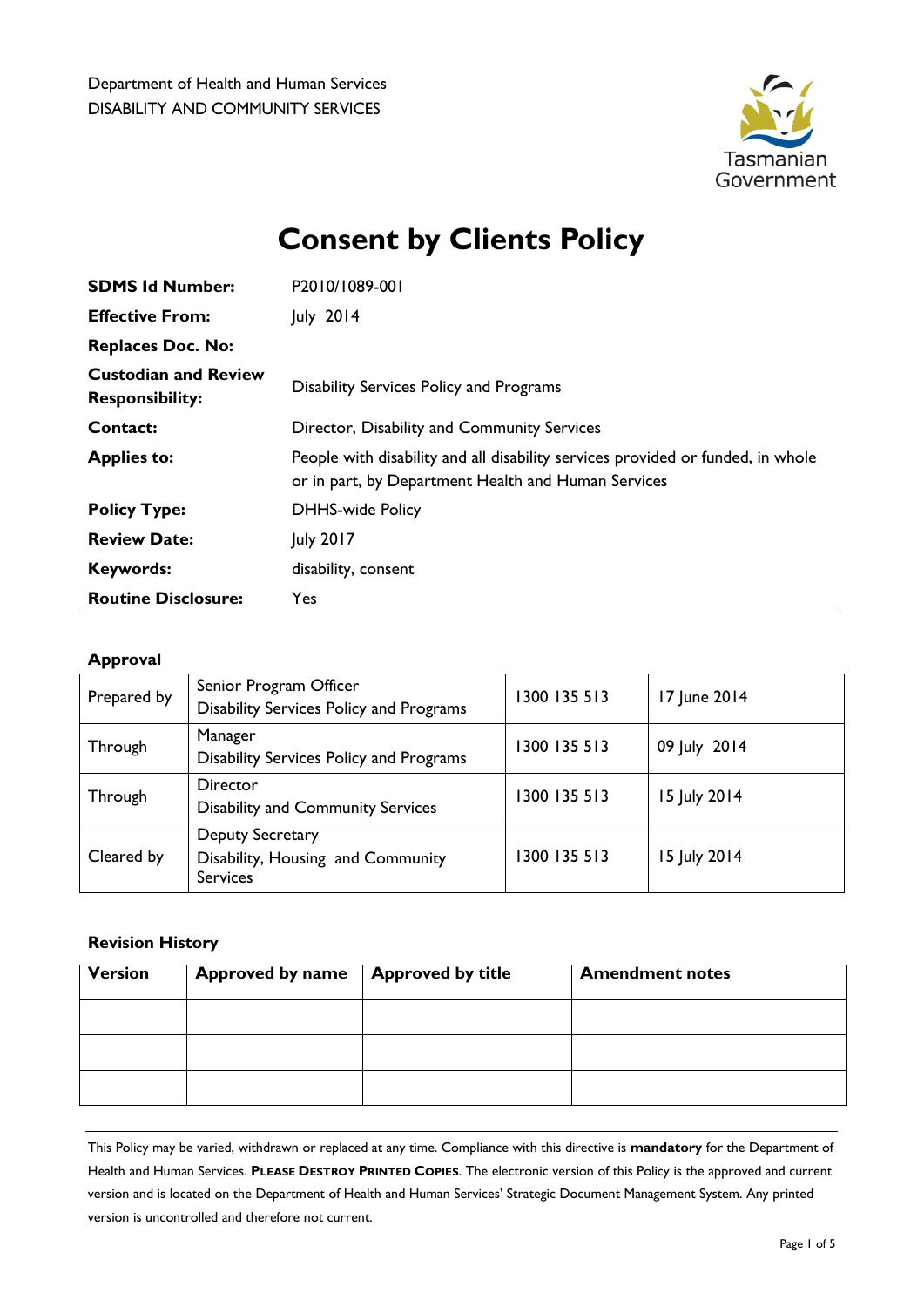Department of Health and Human Services
DISABILITY AND COMMUNITY SERVICES

Tasmanian Government

# Consent by Clients Policy

| | |
|---|---|
| **SDMS Id Number:** | P2010/1089-001 |
| **Effective From:** | July 2014 |
| **Replaces Doc. No:** | |
| **Custodian and Review Responsibility:** | Disability Services Policy and Programs |
| **Contact:** | Director, Disability and Community Services |
| **Applies to:** | People with disability and all disability services provided or funded, in whole or in part, by Department Health and Human Services |
| **Policy Type:** | DHHS-wide Policy |
| **Review Date:** | July 2017 |
| **Keywords:** | disability, consent |
| **Routine Disclosure:** | Yes |

### Approval

| | | | |
|---|---|---|---|
| Prepared by | Senior Program Officer<br>Disability Services Policy and Programs | 1300 135 513 | 17 June 2014 |
| Through | Manager<br>Disability Services Policy and Programs | 1300 135 513 | 09 July 2014 |
| Through | Director<br>Disability and Community Services | 1300 135 513 | 15 July 2014 |
| Cleared by | Deputy Secretary<br>Disability, Housing and Community Services | 1300 135 513 | 15 July 2014 |

### Revision History

| Version | Approved by name | Approved by title | Amendment notes |
|---|---|---|---|
| | | | |
| | | | |
| | | | |

This Policy may be varied, withdrawn or replaced at any time. Compliance with this directive is **mandatory** for the Department of Health and Human Services. **PLEASE DESTROY PRINTED COPIES**. The electronic version of this Policy is the approved and current version and is located on the Department of Health and Human Services' Strategic Document Management System. Any printed version is uncontrolled and therefore not current.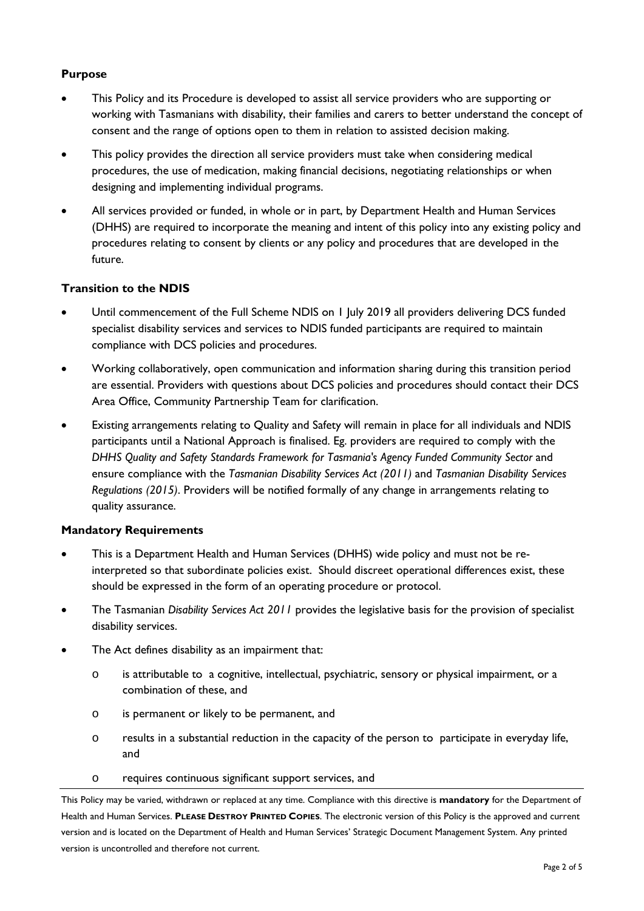**Purpose**

- This Policy and its Procedure is developed to assist all service providers who are supporting or working with Tasmanians with disability, their families and carers to better understand the concept of consent and the range of options open to them in relation to assisted decision making.
- This policy provides the direction all service providers must take when considering medical procedures, the use of medication, making financial decisions, negotiating relationships or when designing and implementing individual programs.
- All services provided or funded, in whole or in part, by Department Health and Human Services (DHHS) are required to incorporate the meaning and intent of this policy into any existing policy and procedures relating to consent by clients or any policy and procedures that are developed in the future.

**Transition to the NDIS**

- Until commencement of the Full Scheme NDIS on 1 July 2019 all providers delivering DCS funded specialist disability services and services to NDIS funded participants are required to maintain compliance with DCS policies and procedures.
- Working collaboratively, open communication and information sharing during this transition period are essential. Providers with questions about DCS policies and procedures should contact their DCS Area Office, Community Partnership Team for clarification.
- Existing arrangements relating to Quality and Safety will remain in place for all individuals and NDIS participants until a National Approach is finalised. Eg. providers are required to comply with the *DHHS Quality and Safety Standards Framework for Tasmania's Agency Funded Community Sector* and ensure compliance with the *Tasmanian Disability Services Act (2011)* and *Tasmanian Disability Services Regulations (2015)*. Providers will be notified formally of any change in arrangements relating to quality assurance.

**Mandatory Requirements**

- This is a Department Health and Human Services (DHHS) wide policy and must not be re-interpreted so that subordinate policies exist. Should discreet operational differences exist, these should be expressed in the form of an operating procedure or protocol.
- The Tasmanian *Disability Services Act 2011* provides the legislative basis for the provision of specialist disability services.
- The Act defines disability as an impairment that:
  - is attributable to a cognitive, intellectual, psychiatric, sensory or physical impairment, or a combination of these, and
  - is permanent or likely to be permanent, and
  - results in a substantial reduction in the capacity of the person to participate in everyday life, and
  - requires continuous significant support services, and

This Policy may be varied, withdrawn or replaced at any time. Compliance with this directive is **mandatory** for the Department of Health and Human Services. **PLEASE DESTROY PRINTED COPIES**. The electronic version of this Policy is the approved and current version and is located on the Department of Health and Human Services' Strategic Document Management System. Any printed version is uncontrolled and therefore not current.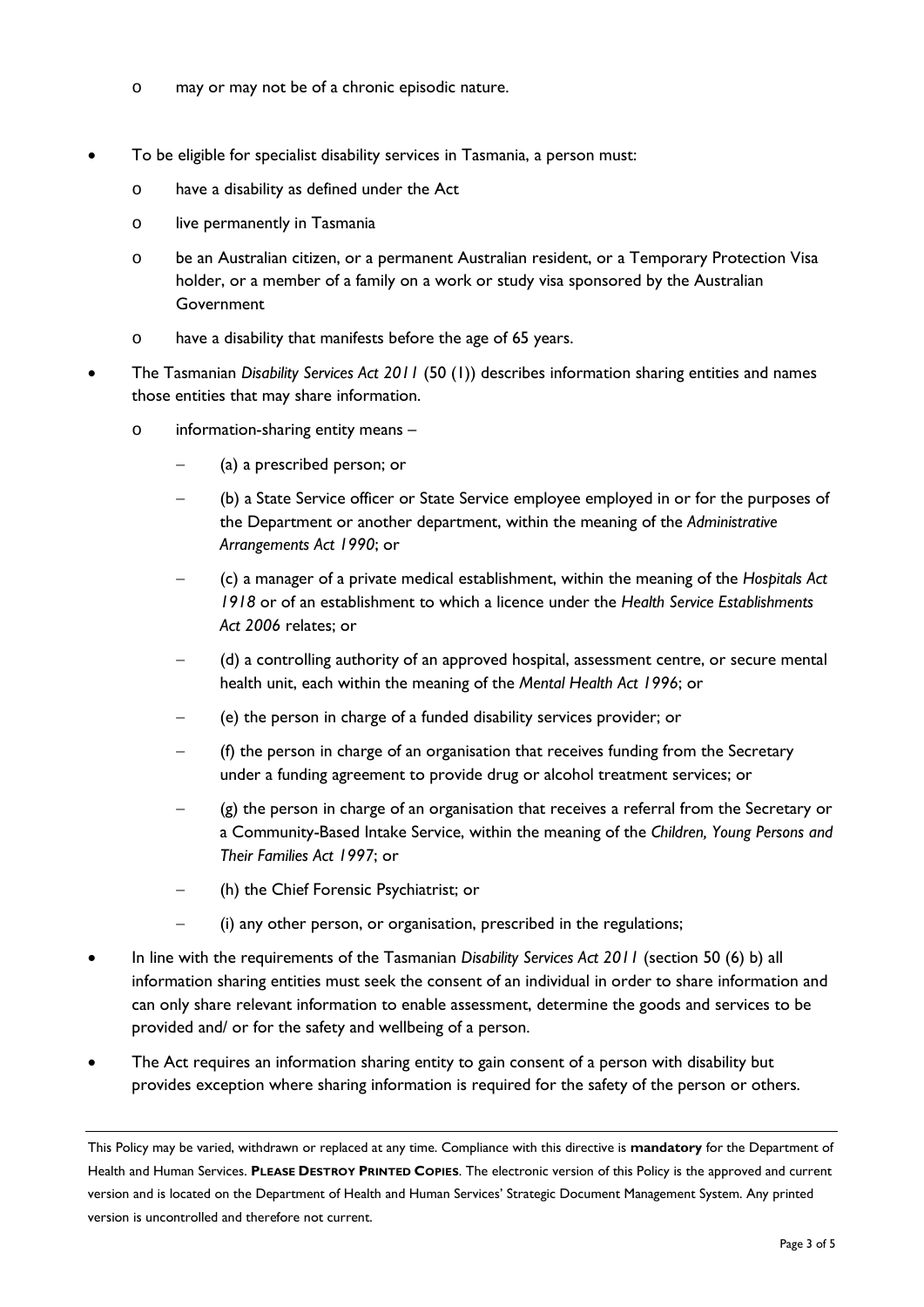- may or may not be of a chronic episodic nature.

- To be eligible for specialist disability services in Tasmania, a person must:
  - have a disability as defined under the Act
  - live permanently in Tasmania
  - be an Australian citizen, or a permanent Australian resident, or a Temporary Protection Visa holder, or a member of a family on a work or study visa sponsored by the Australian Government
  - have a disability that manifests before the age of 65 years.
- The Tasmanian *Disability Services Act 2011* (50 (1)) describes information sharing entities and names those entities that may share information.
  - information-sharing entity means –
    - (a) a prescribed person; or
    - (b) a State Service officer or State Service employee employed in or for the purposes of the Department or another department, within the meaning of the *Administrative Arrangements Act 1990*; or
    - (c) a manager of a private medical establishment, within the meaning of the *Hospitals Act 1918* or of an establishment to which a licence under the *Health Service Establishments Act 2006* relates; or
    - (d) a controlling authority of an approved hospital, assessment centre, or secure mental health unit, each within the meaning of the *Mental Health Act 1996*; or
    - (e) the person in charge of a funded disability services provider; or
    - (f) the person in charge of an organisation that receives funding from the Secretary under a funding agreement to provide drug or alcohol treatment services; or
    - (g) the person in charge of an organisation that receives a referral from the Secretary or a Community-Based Intake Service, within the meaning of the *Children, Young Persons and Their Families Act 1997*; or
    - (h) the Chief Forensic Psychiatrist; or
    - (i) any other person, or organisation, prescribed in the regulations;
- In line with the requirements of the Tasmanian *Disability Services Act 2011* (section 50 (6) b) all information sharing entities must seek the consent of an individual in order to share information and can only share relevant information to enable assessment, determine the goods and services to be provided and/ or for the safety and wellbeing of a person.
- The Act requires an information sharing entity to gain consent of a person with disability but provides exception where sharing information is required for the safety of the person or others.

This Policy may be varied, withdrawn or replaced at any time. Compliance with this directive is **mandatory** for the Department of Health and Human Services. **PLEASE DESTROY PRINTED COPIES**. The electronic version of this Policy is the approved and current version and is located on the Department of Health and Human Services' Strategic Document Management System. Any printed version is uncontrolled and therefore not current.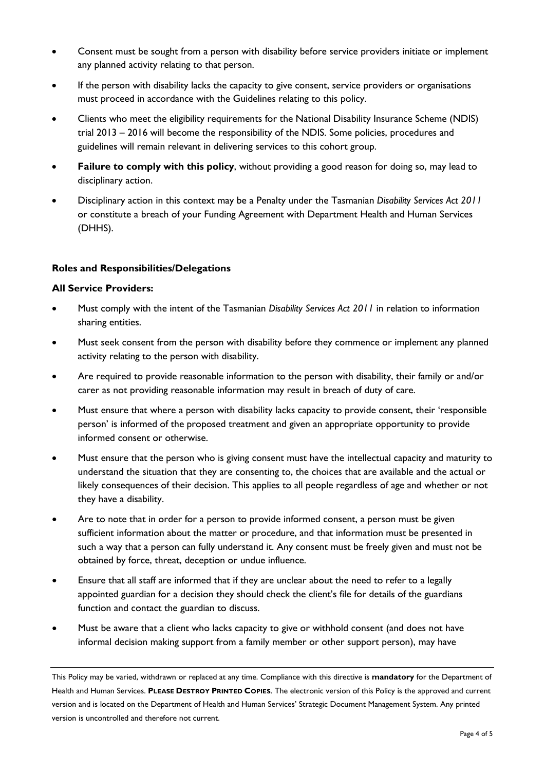- Consent must be sought from a person with disability before service providers initiate or implement any planned activity relating to that person.
- If the person with disability lacks the capacity to give consent, service providers or organisations must proceed in accordance with the Guidelines relating to this policy.
- Clients who meet the eligibility requirements for the National Disability Insurance Scheme (NDIS) trial 2013 – 2016 will become the responsibility of the NDIS. Some policies, procedures and guidelines will remain relevant in delivering services to this cohort group.
- **Failure to comply with this policy**, without providing a good reason for doing so, may lead to disciplinary action.
- Disciplinary action in this context may be a Penalty under the Tasmanian *Disability Services Act 2011* or constitute a breach of your Funding Agreement with Department Health and Human Services (DHHS).

**Roles and Responsibilities/Delegations**

**All Service Providers:**

- Must comply with the intent of the Tasmanian *Disability Services Act 2011* in relation to information sharing entities.
- Must seek consent from the person with disability before they commence or implement any planned activity relating to the person with disability.
- Are required to provide reasonable information to the person with disability, their family or and/or carer as not providing reasonable information may result in breach of duty of care.
- Must ensure that where a person with disability lacks capacity to provide consent, their 'responsible person' is informed of the proposed treatment and given an appropriate opportunity to provide informed consent or otherwise.
- Must ensure that the person who is giving consent must have the intellectual capacity and maturity to understand the situation that they are consenting to, the choices that are available and the actual or likely consequences of their decision. This applies to all people regardless of age and whether or not they have a disability.
- Are to note that in order for a person to provide informed consent, a person must be given sufficient information about the matter or procedure, and that information must be presented in such a way that a person can fully understand it. Any consent must be freely given and must not be obtained by force, threat, deception or undue influence.
- Ensure that all staff are informed that if they are unclear about the need to refer to a legally appointed guardian for a decision they should check the client's file for details of the guardians function and contact the guardian to discuss.
- Must be aware that a client who lacks capacity to give or withhold consent (and does not have informal decision making support from a family member or other support person), may have

This Policy may be varied, withdrawn or replaced at any time. Compliance with this directive is **mandatory** for the Department of Health and Human Services. **PLEASE DESTROY PRINTED COPIES**. The electronic version of this Policy is the approved and current version and is located on the Department of Health and Human Services' Strategic Document Management System. Any printed version is uncontrolled and therefore not current.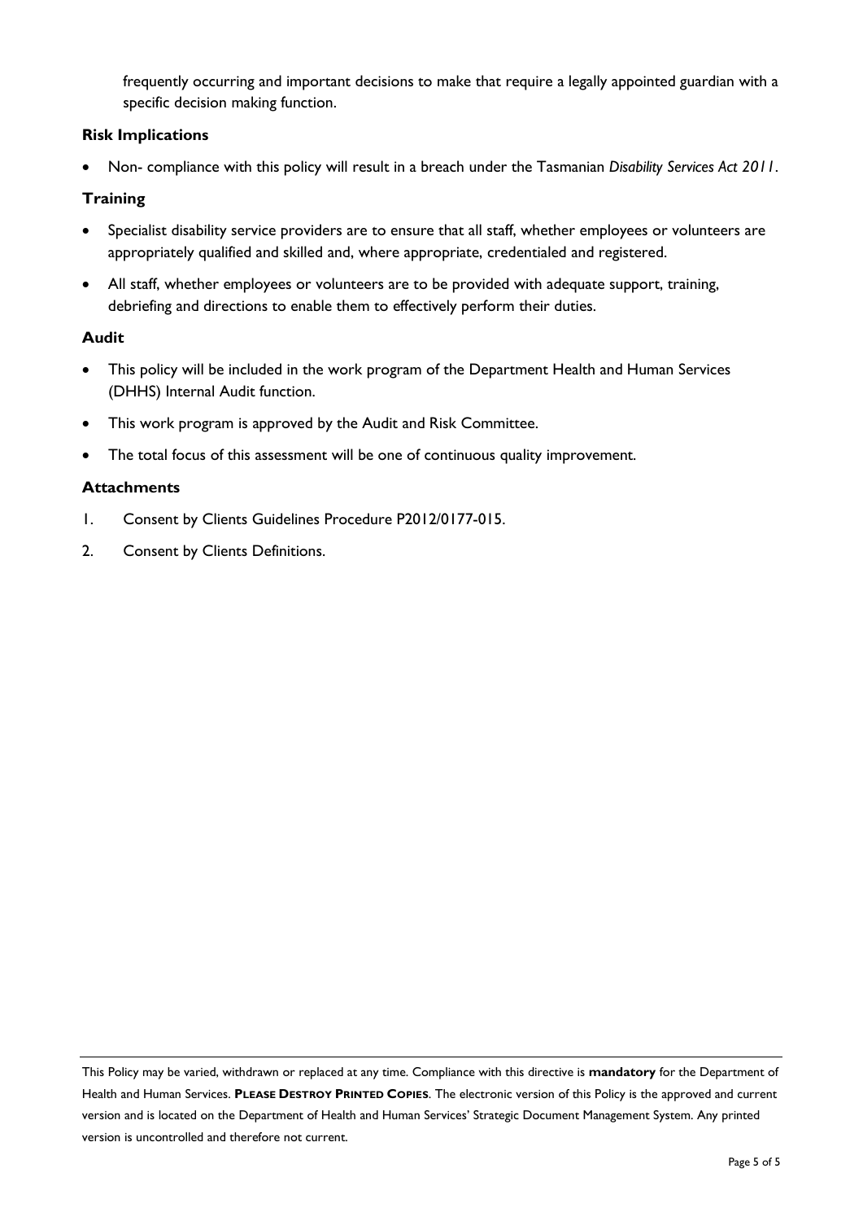frequently occurring and important decisions to make that require a legally appointed guardian with a specific decision making function.

### Risk Implications

- Non- compliance with this policy will result in a breach under the Tasmanian *Disability Services Act 2011*.

### Training

- Specialist disability service providers are to ensure that all staff, whether employees or volunteers are appropriately qualified and skilled and, where appropriate, credentialed and registered.
- All staff, whether employees or volunteers are to be provided with adequate support, training, debriefing and directions to enable them to effectively perform their duties.

### Audit

- This policy will be included in the work program of the Department Health and Human Services (DHHS) Internal Audit function.
- This work program is approved by the Audit and Risk Committee.
- The total focus of this assessment will be one of continuous quality improvement.

### Attachments

1. Consent by Clients Guidelines Procedure P2012/0177-015.
2. Consent by Clients Definitions.

This Policy may be varied, withdrawn or replaced at any time. Compliance with this directive is **mandatory** for the Department of Health and Human Services. **PLEASE DESTROY PRINTED COPIES**. The electronic version of this Policy is the approved and current version and is located on the Department of Health and Human Services' Strategic Document Management System. Any printed version is uncontrolled and therefore not current.